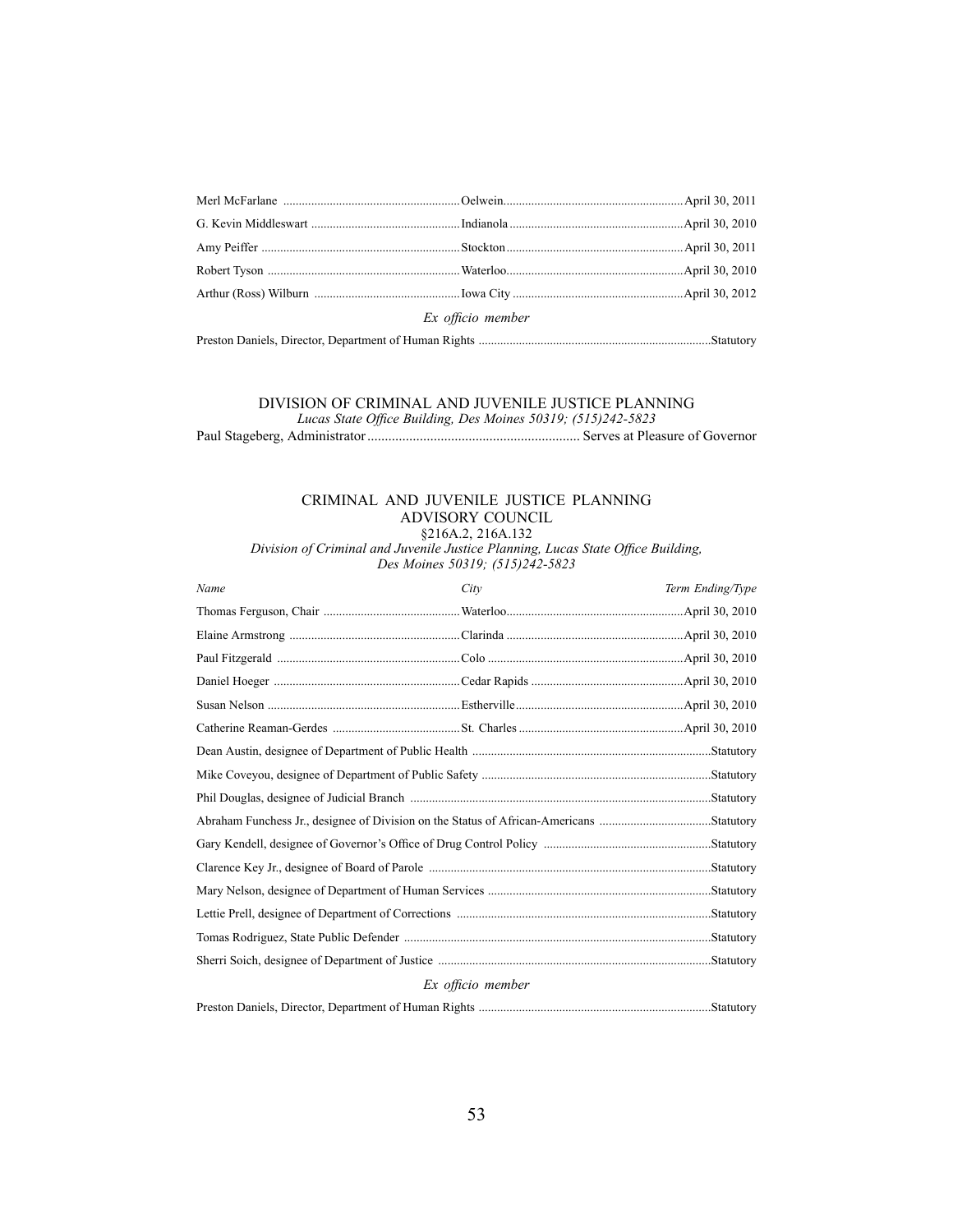| | | |
|---|---|---|
| Merl McFarlane | Oelwein | April 30, 2011 |
| G. Kevin Middleswart | Indianola | April 30, 2010 |
| Amy Peiffer | Stockton | April 30, 2011 |
| Robert Tyson | Waterloo | April 30, 2010 |
| Arthur (Ross) Wilburn | Iowa City | April 30, 2012 |

*Ex officio member*

Preston Daniels, Director, Department of Human Rights ..........Statutory

## DIVISION OF CRIMINAL AND JUVENILE JUSTICE PLANNING

*Lucas State Office Building, Des Moines 50319; (515)242-5823*

Paul Stageberg, Administrator .......... Serves at Pleasure of Governor

## CRIMINAL AND JUVENILE JUSTICE PLANNING ADVISORY COUNCIL

§216A.2, 216A.132

*Division of Criminal and Juvenile Justice Planning, Lucas State Office Building, Des Moines 50319; (515)242-5823*

| *Name* | *City* | *Term Ending/Type* |
|---|---|---|
| Thomas Ferguson, Chair | Waterloo | April 30, 2010 |
| Elaine Armstrong | Clarinda | April 30, 2010 |
| Paul Fitzgerald | Colo | April 30, 2010 |
| Daniel Hoeger | Cedar Rapids | April 30, 2010 |
| Susan Nelson | Estherville | April 30, 2010 |
| Catherine Reaman-Gerdes | St. Charles | April 30, 2010 |

Dean Austin, designee of Department of Public Health ..........Statutory

Mike Coveyou, designee of Department of Public Safety ..........Statutory

Phil Douglas, designee of Judicial Branch ..........Statutory

Abraham Funchess Jr., designee of Division on the Status of African-Americans ..........Statutory

Gary Kendell, designee of Governor's Office of Drug Control Policy ..........Statutory

Clarence Key Jr., designee of Board of Parole ..........Statutory

Mary Nelson, designee of Department of Human Services ..........Statutory

Lettie Prell, designee of Department of Corrections ..........Statutory

Tomas Rodriguez, State Public Defender ..........Statutory

Sherri Soich, designee of Department of Justice ..........Statutory

*Ex officio member*

Preston Daniels, Director, Department of Human Rights ..........Statutory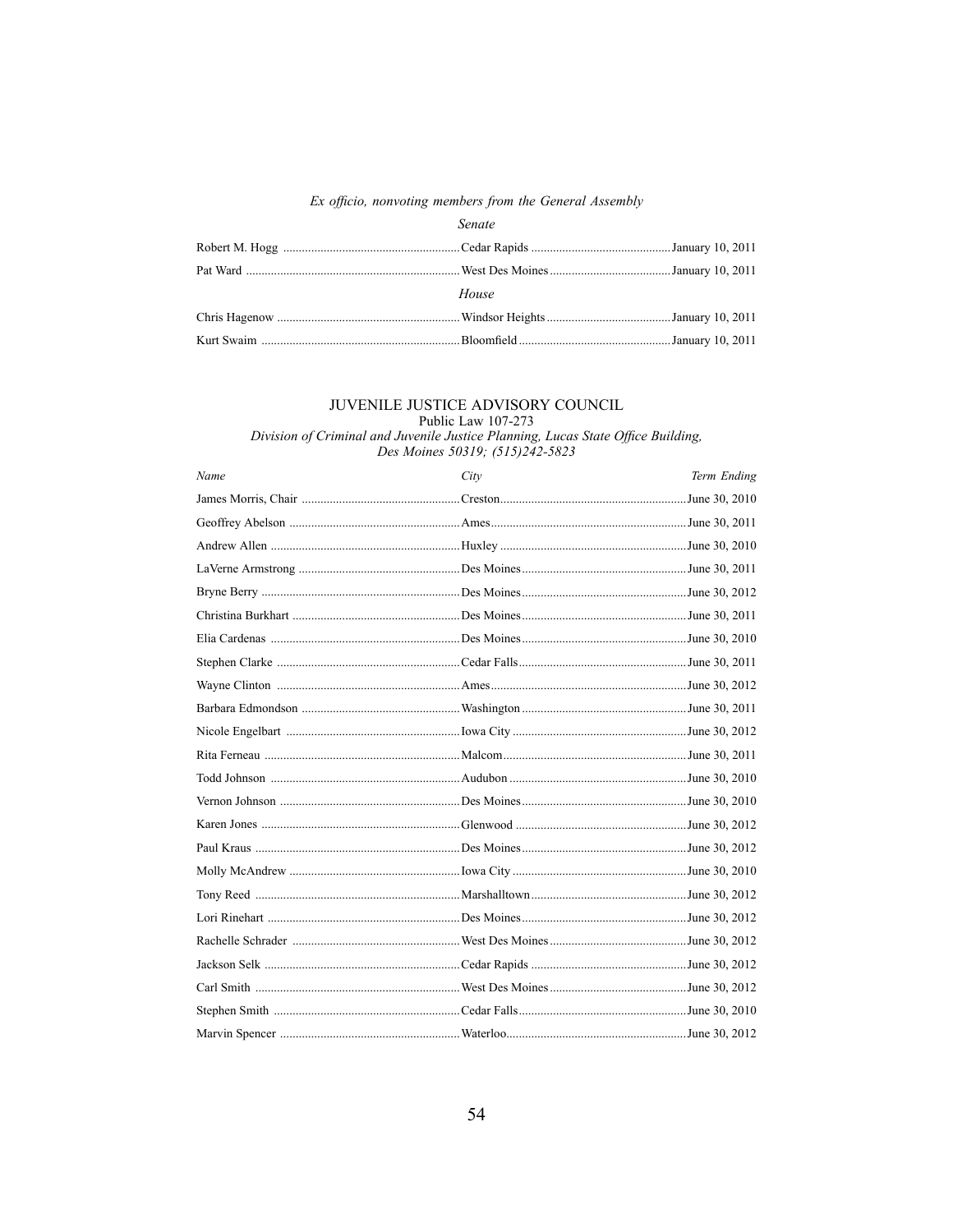*Ex officio, nonvoting members from the General Assembly*

*Senate*

| | | |
|---|---|---|
| Robert M. Hogg | Cedar Rapids | January 10, 2011 |
| Pat Ward | West Des Moines | January 10, 2011 |

*House*

| | | |
|---|---|---|
| Chris Hagenow | Windsor Heights | January 10, 2011 |
| Kurt Swaim | Bloomfield | January 10, 2011 |

## JUVENILE JUSTICE ADVISORY COUNCIL

Public Law 107-273

*Division of Criminal and Juvenile Justice Planning, Lucas State Office Building, Des Moines 50319; (515)242-5823*

| *Name* | *City* | *Term Ending* |
|---|---|---|
| James Morris, Chair | Creston | June 30, 2010 |
| Geoffrey Abelson | Ames | June 30, 2011 |
| Andrew Allen | Huxley | June 30, 2010 |
| LaVerne Armstrong | Des Moines | June 30, 2011 |
| Bryne Berry | Des Moines | June 30, 2012 |
| Christina Burkhart | Des Moines | June 30, 2011 |
| Elia Cardenas | Des Moines | June 30, 2010 |
| Stephen Clarke | Cedar Falls | June 30, 2011 |
| Wayne Clinton | Ames | June 30, 2012 |
| Barbara Edmondson | Washington | June 30, 2011 |
| Nicole Engelbart | Iowa City | June 30, 2012 |
| Rita Ferneau | Malcom | June 30, 2011 |
| Todd Johnson | Audubon | June 30, 2010 |
| Vernon Johnson | Des Moines | June 30, 2010 |
| Karen Jones | Glenwood | June 30, 2012 |
| Paul Kraus | Des Moines | June 30, 2012 |
| Molly McAndrew | Iowa City | June 30, 2010 |
| Tony Reed | Marshalltown | June 30, 2012 |
| Lori Rinehart | Des Moines | June 30, 2012 |
| Rachelle Schrader | West Des Moines | June 30, 2012 |
| Jackson Selk | Cedar Rapids | June 30, 2012 |
| Carl Smith | West Des Moines | June 30, 2012 |
| Stephen Smith | Cedar Falls | June 30, 2010 |
| Marvin Spencer | Waterloo | June 30, 2012 |